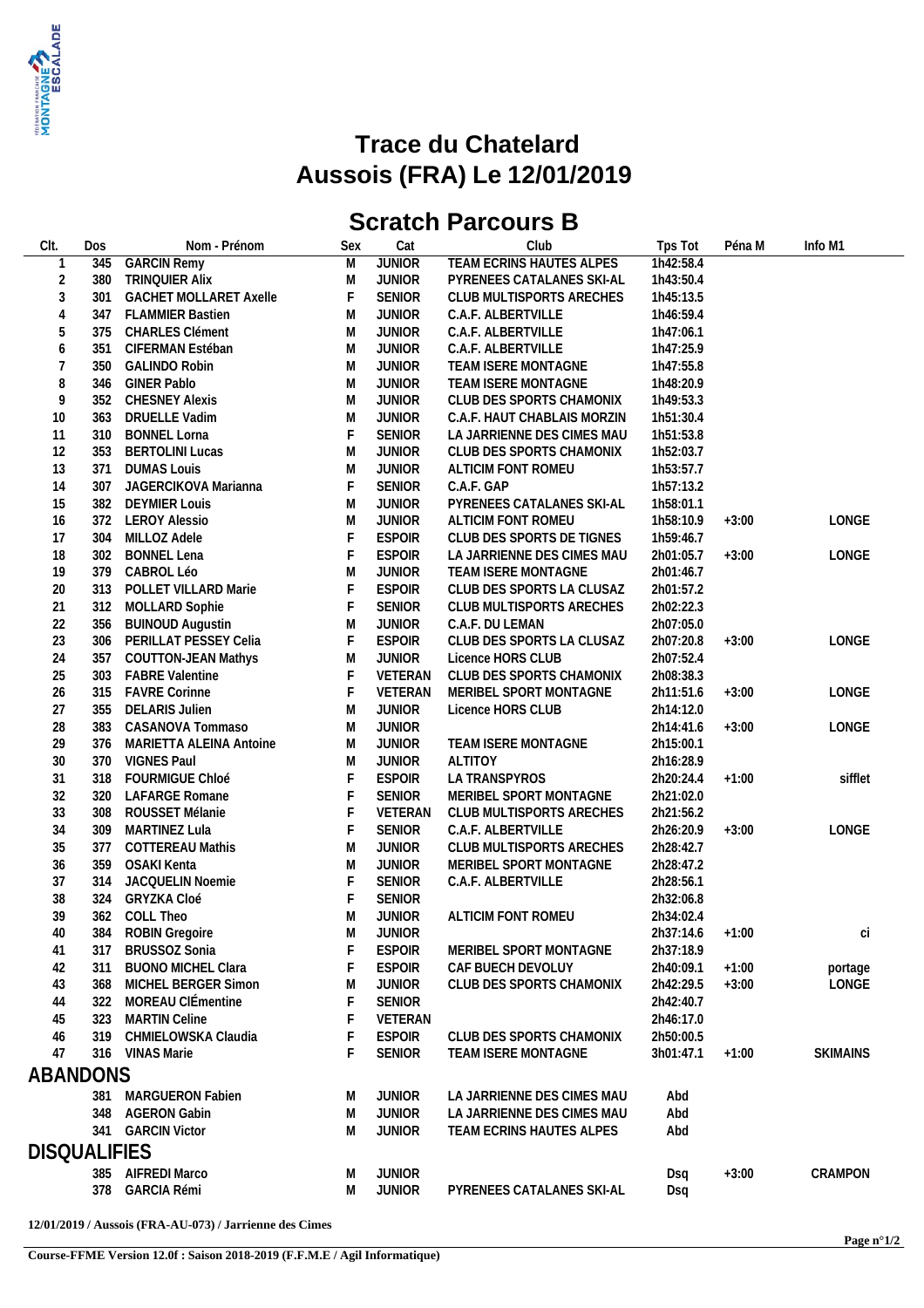# Trace du Chatelard
# Aussois (FRA) Le 12/01/2019

## Scratch Parcours B

| Clt. | Dos | Nom - Prénom | Sex | Cat | Club | Tps Tot | Péna M | Info M1 |
|---|---|---|---|---|---|---|---|---|
| 1 | 345 | GARCIN Remy | M | JUNIOR | TEAM ECRINS HAUTES ALPES | 1h42:58.4 | | |
| 2 | 380 | TRINQUIER Alix | M | JUNIOR | PYRENEES CATALANES SKI-AL | 1h43:50.4 | | |
| 3 | 301 | GACHET MOLLARET Axelle | F | SENIOR | CLUB MULTISPORTS ARECHES | 1h45:13.5 | | |
| 4 | 347 | FLAMMIER Bastien | M | JUNIOR | C.A.F. ALBERTVILLE | 1h46:59.4 | | |
| 5 | 375 | CHARLES Clément | M | JUNIOR | C.A.F. ALBERTVILLE | 1h47:06.1 | | |
| 6 | 351 | CIFERMAN Estéban | M | JUNIOR | C.A.F. ALBERTVILLE | 1h47:25.9 | | |
| 7 | 350 | GALINDO Robin | M | JUNIOR | TEAM ISERE MONTAGNE | 1h47:55.8 | | |
| 8 | 346 | GINER Pablo | M | JUNIOR | TEAM ISERE MONTAGNE | 1h48:20.9 | | |
| 9 | 352 | CHESNEY Alexis | M | JUNIOR | CLUB DES SPORTS CHAMONIX | 1h49:53.3 | | |
| 10 | 363 | DRUELLE Vadim | M | JUNIOR | C.A.F. HAUT CHABLAIS MORZIN | 1h51:30.4 | | |
| 11 | 310 | BONNEL Lorna | F | SENIOR | LA JARRIENNE DES CIMES MAU | 1h51:53.8 | | |
| 12 | 353 | BERTOLINI Lucas | M | JUNIOR | CLUB DES SPORTS CHAMONIX | 1h52:03.7 | | |
| 13 | 371 | DUMAS Louis | M | JUNIOR | ALTICIM FONT ROMEU | 1h53:57.7 | | |
| 14 | 307 | JAGERCIKOVA Marianna | F | SENIOR | C.A.F. GAP | 1h57:13.2 | | |
| 15 | 382 | DEYMIER Louis | M | JUNIOR | PYRENEES CATALANES SKI-AL | 1h58:01.1 | | |
| 16 | 372 | LEROY Alessio | M | JUNIOR | ALTICIM FONT ROMEU | 1h58:10.9 | +3:00 | LONGE |
| 17 | 304 | MILLOZ Adele | F | ESPOIR | CLUB DES SPORTS DE TIGNES | 1h59:46.7 | | |
| 18 | 302 | BONNEL Lena | F | ESPOIR | LA JARRIENNE DES CIMES MAU | 2h01:05.7 | +3:00 | LONGE |
| 19 | 379 | CABROL Léo | M | JUNIOR | TEAM ISERE MONTAGNE | 2h01:46.7 | | |
| 20 | 313 | POLLET VILLARD Marie | F | ESPOIR | CLUB DES SPORTS LA CLUSAZ | 2h01:57.2 | | |
| 21 | 312 | MOLLARD Sophie | F | SENIOR | CLUB MULTISPORTS ARECHES | 2h02:22.3 | | |
| 22 | 356 | BUINOUD Augustin | M | JUNIOR | C.A.F. DU LEMAN | 2h07:05.0 | | |
| 23 | 306 | PERILLAT PESSEY Celia | F | ESPOIR | CLUB DES SPORTS LA CLUSAZ | 2h07:20.8 | +3:00 | LONGE |
| 24 | 357 | COUTTON-JEAN Mathys | M | JUNIOR | Licence HORS CLUB | 2h07:52.4 | | |
| 25 | 303 | FABRE Valentine | F | VETERAN | CLUB DES SPORTS CHAMONIX | 2h08:38.3 | | |
| 26 | 315 | FAVRE Corinne | F | VETERAN | MERIBEL SPORT MONTAGNE | 2h11:51.6 | +3:00 | LONGE |
| 27 | 355 | DELARIS Julien | M | JUNIOR | Licence HORS CLUB | 2h14:12.0 | | |
| 28 | 383 | CASANOVA Tommaso | M | JUNIOR | | 2h14:41.6 | +3:00 | LONGE |
| 29 | 376 | MARIETTA ALEINA Antoine | M | JUNIOR | TEAM ISERE MONTAGNE | 2h15:00.1 | | |
| 30 | 370 | VIGNES Paul | M | JUNIOR | ALTITOY | 2h16:28.9 | | |
| 31 | 318 | FOURMIGUE Chloé | F | ESPOIR | LA TRANSPYROS | 2h20:24.4 | +1:00 | sifflet |
| 32 | 320 | LAFARGE Romane | F | SENIOR | MERIBEL SPORT MONTAGNE | 2h21:02.0 | | |
| 33 | 308 | ROUSSET Mélanie | F | VETERAN | CLUB MULTISPORTS ARECHES | 2h21:56.2 | | |
| 34 | 309 | MARTINEZ Lula | F | SENIOR | C.A.F. ALBERTVILLE | 2h26:20.9 | +3:00 | LONGE |
| 35 | 377 | COTTEREAU Mathis | M | JUNIOR | CLUB MULTISPORTS ARECHES | 2h28:42.7 | | |
| 36 | 359 | OSAKI Kenta | M | JUNIOR | MERIBEL SPORT MONTAGNE | 2h28:47.2 | | |
| 37 | 314 | JACQUELIN Noemie | F | SENIOR | C.A.F. ALBERTVILLE | 2h28:56.1 | | |
| 38 | 324 | GRYZKA Cloé | F | SENIOR | | 2h32:06.8 | | |
| 39 | 362 | COLL Theo | M | JUNIOR | ALTICIM FONT ROMEU | 2h34:02.4 | | |
| 40 | 384 | ROBIN Gregoire | M | JUNIOR | | 2h37:14.6 | +1:00 | ci |
| 41 | 317 | BRUSSOZ Sonia | F | ESPOIR | MERIBEL SPORT MONTAGNE | 2h37:18.9 | | |
| 42 | 311 | BUONO MICHEL Clara | F | ESPOIR | CAF BUECH DEVOLUY | 2h40:09.1 | +1:00 | portage |
| 43 | 368 | MICHEL BERGER Simon | M | JUNIOR | CLUB DES SPORTS CHAMONIX | 2h42:29.5 | +3:00 | LONGE |
| 44 | 322 | MOREAU ClÉmentine | F | SENIOR | | 2h42:40.7 | | |
| 45 | 323 | MARTIN Celine | F | VETERAN | | 2h46:17.0 | | |
| 46 | 319 | CHMIELOWSKA Claudia | F | ESPOIR | CLUB DES SPORTS CHAMONIX | 2h50:00.5 | | |
| 47 | 316 | VINAS Marie | F | SENIOR | TEAM ISERE MONTAGNE | 3h01:47.1 | +1:00 | SKIMAINS |

### ABANDONS

| Clt. | Dos | Nom - Prénom | Sex | Cat | Club | Tps Tot | Péna M | Info M1 |
|---|---|---|---|---|---|---|---|---|
| | 381 | MARGUERON Fabien | M | JUNIOR | LA JARRIENNE DES CIMES MAU | Abd | | |
| | 348 | AGERON Gabin | M | JUNIOR | LA JARRIENNE DES CIMES MAU | Abd | | |
| | 341 | GARCIN Victor | M | JUNIOR | TEAM ECRINS HAUTES ALPES | Abd | | |

### DISQUALIFIES

| Clt. | Dos | Nom - Prénom | Sex | Cat | Club | Tps Tot | Péna M | Info M1 |
|---|---|---|---|---|---|---|---|---|
| | 385 | AIFREDI Marco | M | JUNIOR | | Dsq | +3:00 | CRAMPON |
| | 378 | GARCIA Rémi | M | JUNIOR | PYRENEES CATALANES SKI-AL | Dsq | | |

**12/01/2019 / Aussois (FRA-AU-073) / Jarrienne des Cimes**

**Course-FFME Version 12.0f : Saison 2018-2019 (F.F.M.E / Agil Informatique)**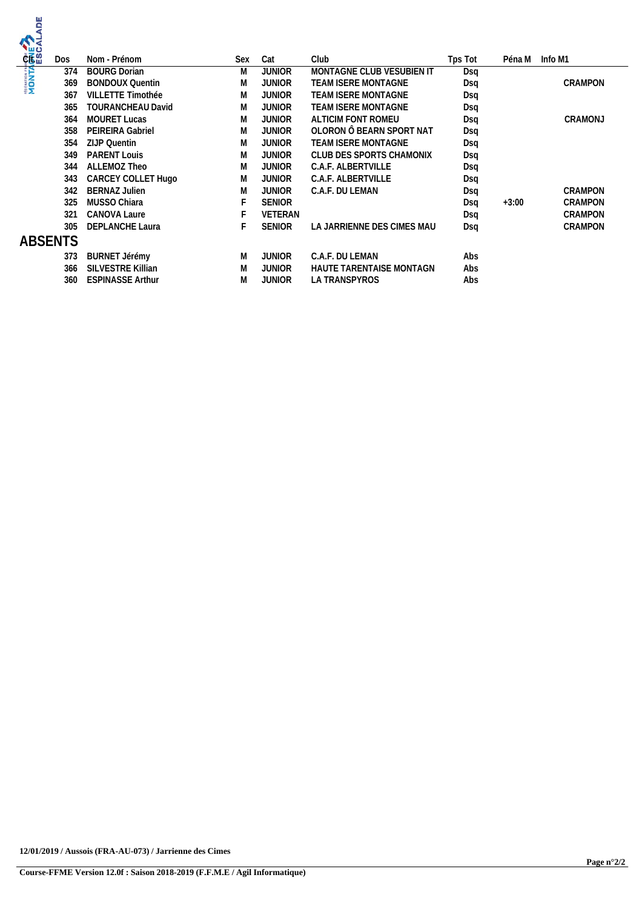| Clt | Dos | Nom - Prénom | Sex | Cat | Club | Tps Tot | Péna M | Info M1 |
|---|---|---|---|---|---|---|---|---|
| | 374 | BOURG Dorian | M | JUNIOR | MONTAGNE CLUB VESUBIEN IT | Dsq | | |
| | 369 | BONDOUX Quentin | M | JUNIOR | TEAM ISERE MONTAGNE | Dsq | | CRAMPON |
| | 367 | VILLETTE Timothée | M | JUNIOR | TEAM ISERE MONTAGNE | Dsq | | |
| | 365 | TOURANCHEAU David | M | JUNIOR | TEAM ISERE MONTAGNE | Dsq | | |
| | 364 | MOURET Lucas | M | JUNIOR | ALTICIM FONT ROMEU | Dsq | | CRAMONJ |
| | 358 | PEIREIRA Gabriel | M | JUNIOR | OLORON Ô BEARN SPORT NAT | Dsq | | |
| | 354 | ZIJP Quentin | M | JUNIOR | TEAM ISERE MONTAGNE | Dsq | | |
| | 349 | PARENT Louis | M | JUNIOR | CLUB DES SPORTS CHAMONIX | Dsq | | |
| | 344 | ALLEMOZ Theo | M | JUNIOR | C.A.F. ALBERTVILLE | Dsq | | |
| | 343 | CARCEY COLLET Hugo | M | JUNIOR | C.A.F. ALBERTVILLE | Dsq | | |
| | 342 | BERNAZ Julien | M | JUNIOR | C.A.F. DU LEMAN | Dsq | | CRAMPON |
| | 325 | MUSSO Chiara | F | SENIOR | | Dsq | +3:00 | CRAMPON |
| | 321 | CANOVA Laure | F | VETERAN | | Dsq | | CRAMPON |
| | 305 | DEPLANCHE Laura | F | SENIOR | LA JARRIENNE DES CIMES MAU | Dsq | | CRAMPON |

## ABSENTS

| Clt | Dos | Nom - Prénom | Sex | Cat | Club | Tps Tot | Péna M | Info M1 |
|---|---|---|---|---|---|---|---|---|
| | 373 | BURNET Jérémy | M | JUNIOR | C.A.F. DU LEMAN | Abs | | |
| | 366 | SILVESTRE Killian | M | JUNIOR | HAUTE TARENTAISE MONTAGN | Abs | | |
| | 360 | ESPINASSE Arthur | M | JUNIOR | LA TRANSPYROS | Abs | | |

**12/01/2019 / Aussois (FRA-AU-073) / Jarrienne des Cimes**

**Course-FFME Version 12.0f : Saison 2018-2019 (F.F.M.E / Agil Informatique)**